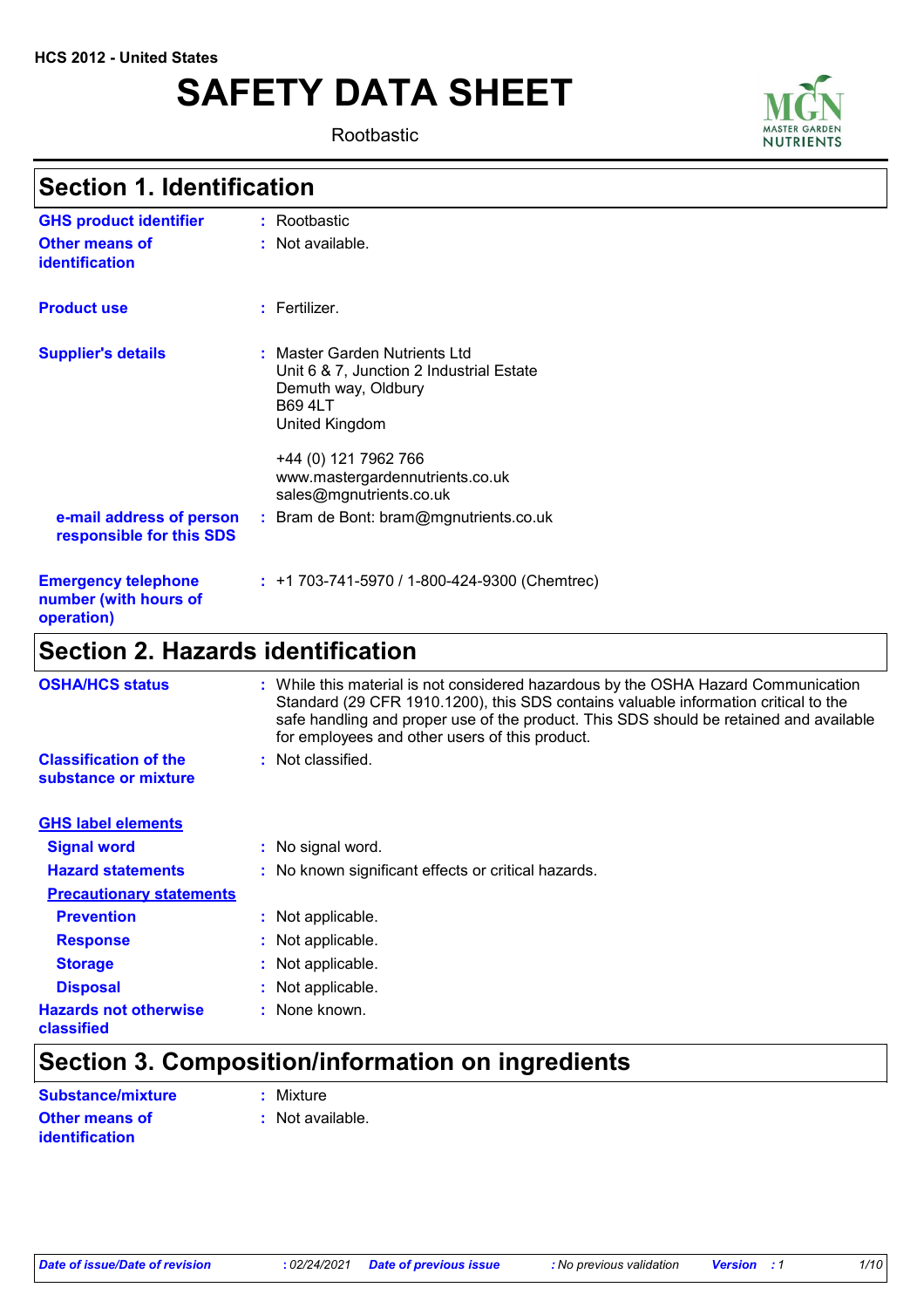HCS 2012 - United States

# SAFETY DATA SHEET

Rootbastic

## Section 1. Identification

**GHS product identifier** : Rootbastic

**Other means of identification** : Not available.

**Product use** : Fertilizer.

**Supplier's details** : Master Garden Nutrients Ltd
Unit 6 & 7, Junction 2 Industrial Estate
Demuth way, Oldbury
B69 4LT
United Kingdom

+44 (0) 121 7962 766
www.mastergardennutrients.co.uk
sales@mgnutrients.co.uk

**e-mail address of person responsible for this SDS** : Bram de Bont: bram@mgnutrients.co.uk

**Emergency telephone number (with hours of operation)** : +1 703-741-5970 / 1-800-424-9300 (Chemtrec)

## Section 2. Hazards identification

**OSHA/HCS status** : While this material is not considered hazardous by the OSHA Hazard Communication Standard (29 CFR 1910.1200), this SDS contains valuable information critical to the safe handling and proper use of the product. This SDS should be retained and available for employees and other users of this product.

**Classification of the substance or mixture** : Not classified.

**GHS label elements**

**Signal word** : No signal word.

**Hazard statements** : No known significant effects or critical hazards.

**Precautionary statements**

**Prevention** : Not applicable.

**Response** : Not applicable.

**Storage** : Not applicable.

**Disposal** : Not applicable.

**Hazards not otherwise classified** : None known.

## Section 3. Composition/information on ingredients

**Substance/mixture** : Mixture

**Other means of identification** : Not available.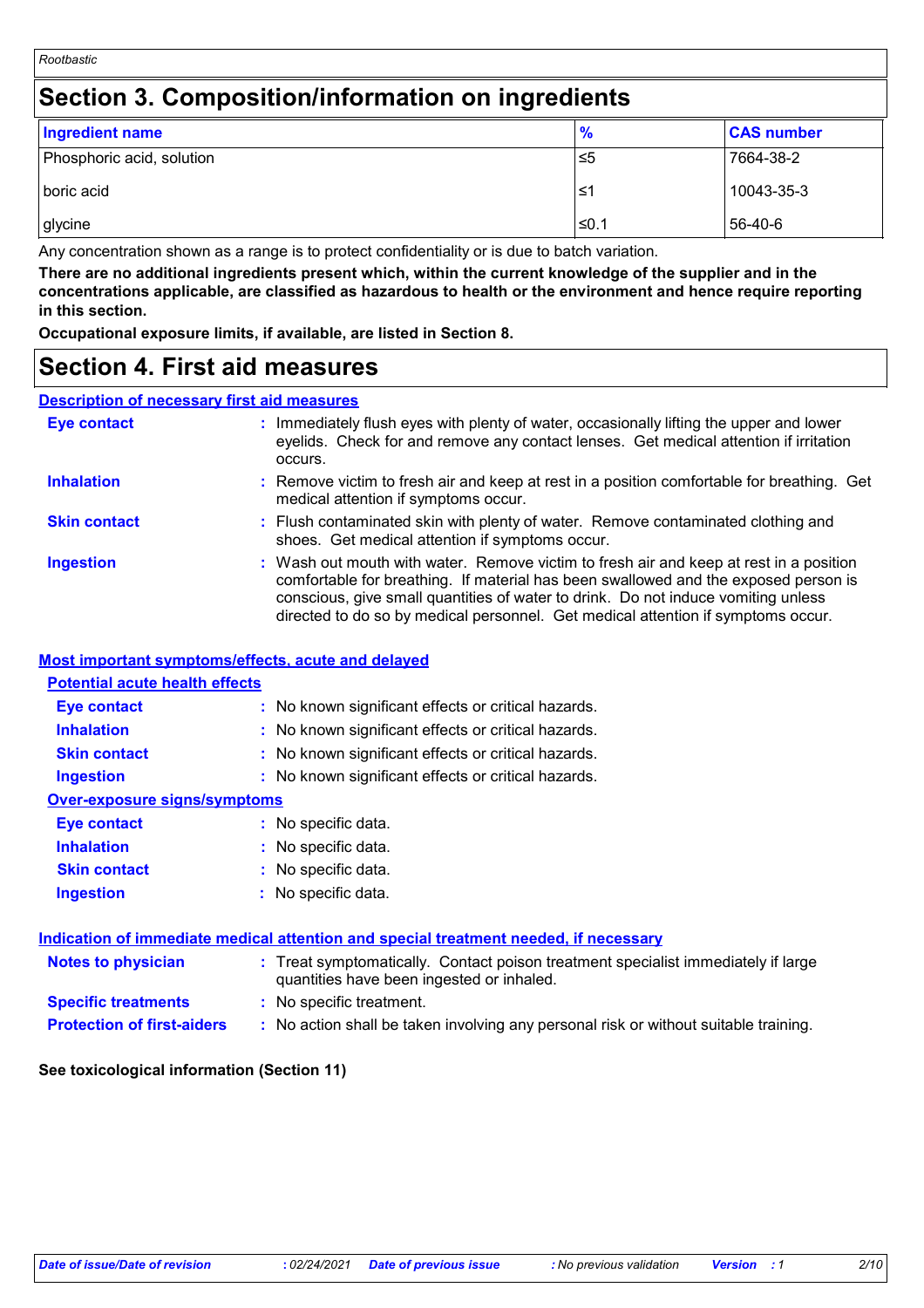# Section 3. Composition/information on ingredients

| Ingredient name | % | CAS number |
|---|---|---|
| Phosphoric acid, solution | ≤5 | 7664-38-2 |
| boric acid | ≤1 | 10043-35-3 |
| glycine | ≤0.1 | 56-40-6 |

Any concentration shown as a range is to protect confidentiality or is due to batch variation.

**There are no additional ingredients present which, within the current knowledge of the supplier and in the concentrations applicable, are classified as hazardous to health or the environment and hence require reporting in this section.**

**Occupational exposure limits, if available, are listed in Section 8.**

# Section 4. First aid measures

## Description of necessary first aid measures

**Eye contact** : Immediately flush eyes with plenty of water, occasionally lifting the upper and lower eyelids. Check for and remove any contact lenses. Get medical attention if irritation occurs.

**Inhalation** : Remove victim to fresh air and keep at rest in a position comfortable for breathing. Get medical attention if symptoms occur.

**Skin contact** : Flush contaminated skin with plenty of water. Remove contaminated clothing and shoes. Get medical attention if symptoms occur.

**Ingestion** : Wash out mouth with water. Remove victim to fresh air and keep at rest in a position comfortable for breathing. If material has been swallowed and the exposed person is conscious, give small quantities of water to drink. Do not induce vomiting unless directed to do so by medical personnel. Get medical attention if symptoms occur.

## Most important symptoms/effects, acute and delayed

### Potential acute health effects

**Eye contact** : No known significant effects or critical hazards.

**Inhalation** : No known significant effects or critical hazards.

**Skin contact** : No known significant effects or critical hazards.

**Ingestion** : No known significant effects or critical hazards.

### Over-exposure signs/symptoms

**Eye contact** : No specific data.

**Inhalation** : No specific data.

**Skin contact** : No specific data.

**Ingestion** : No specific data.

## Indication of immediate medical attention and special treatment needed, if necessary

**Notes to physician** : Treat symptomatically. Contact poison treatment specialist immediately if large quantities have been ingested or inhaled.

**Specific treatments** : No specific treatment.

**Protection of first-aiders** : No action shall be taken involving any personal risk or without suitable training.

**See toxicological information (Section 11)**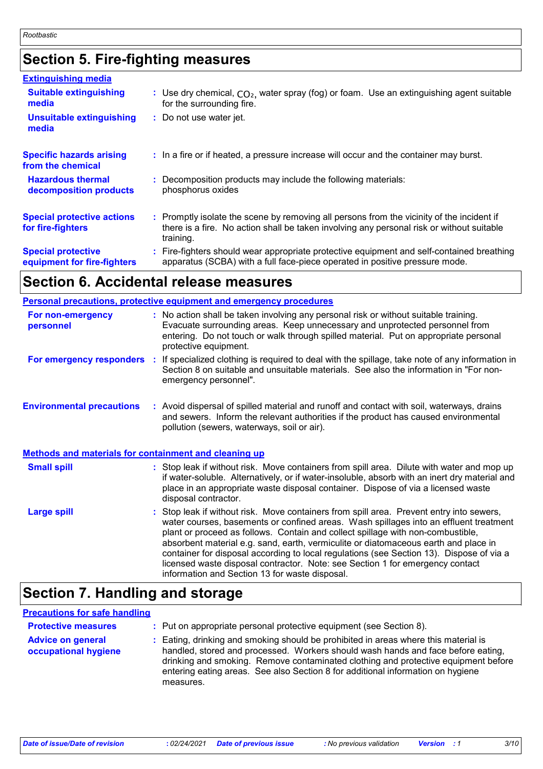## Section 5. Fire-fighting measures

### Extinguishing media

**Suitable extinguishing media** : Use dry chemical, $CO_2$, water spray (fog) or foam. Use an extinguishing agent suitable for the surrounding fire.

**Unsuitable extinguishing media** : Do not use water jet.

**Specific hazards arising from the chemical** : In a fire or if heated, a pressure increase will occur and the container may burst.

**Hazardous thermal decomposition products** : Decomposition products may include the following materials: phosphorus oxides

**Special protective actions for fire-fighters** : Promptly isolate the scene by removing all persons from the vicinity of the incident if there is a fire. No action shall be taken involving any personal risk or without suitable training.

**Special protective equipment for fire-fighters** : Fire-fighters should wear appropriate protective equipment and self-contained breathing apparatus (SCBA) with a full face-piece operated in positive pressure mode.

## Section 6. Accidental release measures

### Personal precautions, protective equipment and emergency procedures

**For non-emergency personnel** : No action shall be taken involving any personal risk or without suitable training. Evacuate surrounding areas. Keep unnecessary and unprotected personnel from entering. Do not touch or walk through spilled material. Put on appropriate personal protective equipment.

**For emergency responders** : If specialized clothing is required to deal with the spillage, take note of any information in Section 8 on suitable and unsuitable materials. See also the information in "For non-emergency personnel".

**Environmental precautions** : Avoid dispersal of spilled material and runoff and contact with soil, waterways, drains and sewers. Inform the relevant authorities if the product has caused environmental pollution (sewers, waterways, soil or air).

### Methods and materials for containment and cleaning up

**Small spill** : Stop leak if without risk. Move containers from spill area. Dilute with water and mop up if water-soluble. Alternatively, or if water-insoluble, absorb with an inert dry material and place in an appropriate waste disposal container. Dispose of via a licensed waste disposal contractor.

**Large spill** : Stop leak if without risk. Move containers from spill area. Prevent entry into sewers, water courses, basements or confined areas. Wash spillages into an effluent treatment plant or proceed as follows. Contain and collect spillage with non-combustible, absorbent material e.g. sand, earth, vermiculite or diatomaceous earth and place in container for disposal according to local regulations (see Section 13). Dispose of via a licensed waste disposal contractor. Note: see Section 1 for emergency contact information and Section 13 for waste disposal.

## Section 7. Handling and storage

### Precautions for safe handling

**Protective measures** : Put on appropriate personal protective equipment (see Section 8).

**Advice on general occupational hygiene** : Eating, drinking and smoking should be prohibited in areas where this material is handled, stored and processed. Workers should wash hands and face before eating, drinking and smoking. Remove contaminated clothing and protective equipment before entering eating areas. See also Section 8 for additional information on hygiene measures.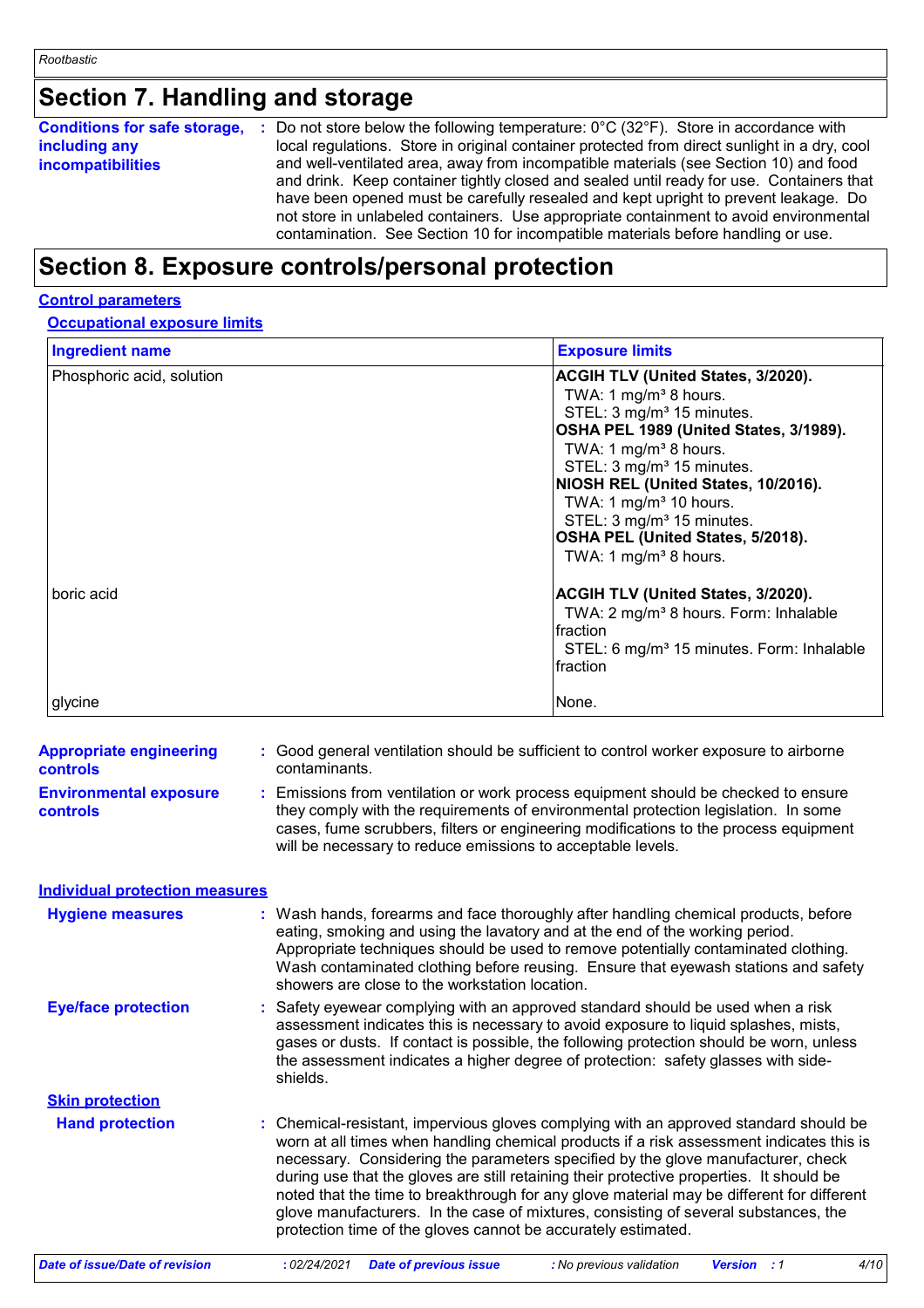## Section 7. Handling and storage

**Conditions for safe storage, including any incompatibilities** : Do not store below the following temperature: 0°C (32°F). Store in accordance with local regulations. Store in original container protected from direct sunlight in a dry, cool and well-ventilated area, away from incompatible materials (see Section 10) and food and drink. Keep container tightly closed and sealed until ready for use. Containers that have been opened must be carefully resealed and kept upright to prevent leakage. Do not store in unlabeled containers. Use appropriate containment to avoid environmental contamination. See Section 10 for incompatible materials before handling or use.

## Section 8. Exposure controls/personal protection

### Control parameters

#### Occupational exposure limits

| Ingredient name | Exposure limits |
|---|---|
| Phosphoric acid, solution | **ACGIH TLV (United States, 3/2020).**<br>TWA: 1 mg/m³ 8 hours.<br>STEL: 3 mg/m³ 15 minutes.<br>**OSHA PEL 1989 (United States, 3/1989).**<br>TWA: 1 mg/m³ 8 hours.<br>STEL: 3 mg/m³ 15 minutes.<br>**NIOSH REL (United States, 10/2016).**<br>TWA: 1 mg/m³ 10 hours.<br>STEL: 3 mg/m³ 15 minutes.<br>**OSHA PEL (United States, 5/2018).**<br>TWA: 1 mg/m³ 8 hours. |
| boric acid | **ACGIH TLV (United States, 3/2020).**<br>TWA: 2 mg/m³ 8 hours. Form: Inhalable fraction<br>STEL: 6 mg/m³ 15 minutes. Form: Inhalable fraction |
| glycine | None. |

**Appropriate engineering controls** : Good general ventilation should be sufficient to control worker exposure to airborne contaminants.

**Environmental exposure controls** : Emissions from ventilation or work process equipment should be checked to ensure they comply with the requirements of environmental protection legislation. In some cases, fume scrubbers, filters or engineering modifications to the process equipment will be necessary to reduce emissions to acceptable levels.

### Individual protection measures

**Hygiene measures** : Wash hands, forearms and face thoroughly after handling chemical products, before eating, smoking and using the lavatory and at the end of the working period. Appropriate techniques should be used to remove potentially contaminated clothing. Wash contaminated clothing before reusing. Ensure that eyewash stations and safety showers are close to the workstation location.

**Eye/face protection** : Safety eyewear complying with an approved standard should be used when a risk assessment indicates this is necessary to avoid exposure to liquid splashes, mists, gases or dusts. If contact is possible, the following protection should be worn, unless the assessment indicates a higher degree of protection: safety glasses with side-shields.

**Skin protection**

**Hand protection** : Chemical-resistant, impervious gloves complying with an approved standard should be worn at all times when handling chemical products if a risk assessment indicates this is necessary. Considering the parameters specified by the glove manufacturer, check during use that the gloves are still retaining their protective properties. It should be noted that the time to breakthrough for any glove material may be different for different glove manufacturers. In the case of mixtures, consisting of several substances, the protection time of the gloves cannot be accurately estimated.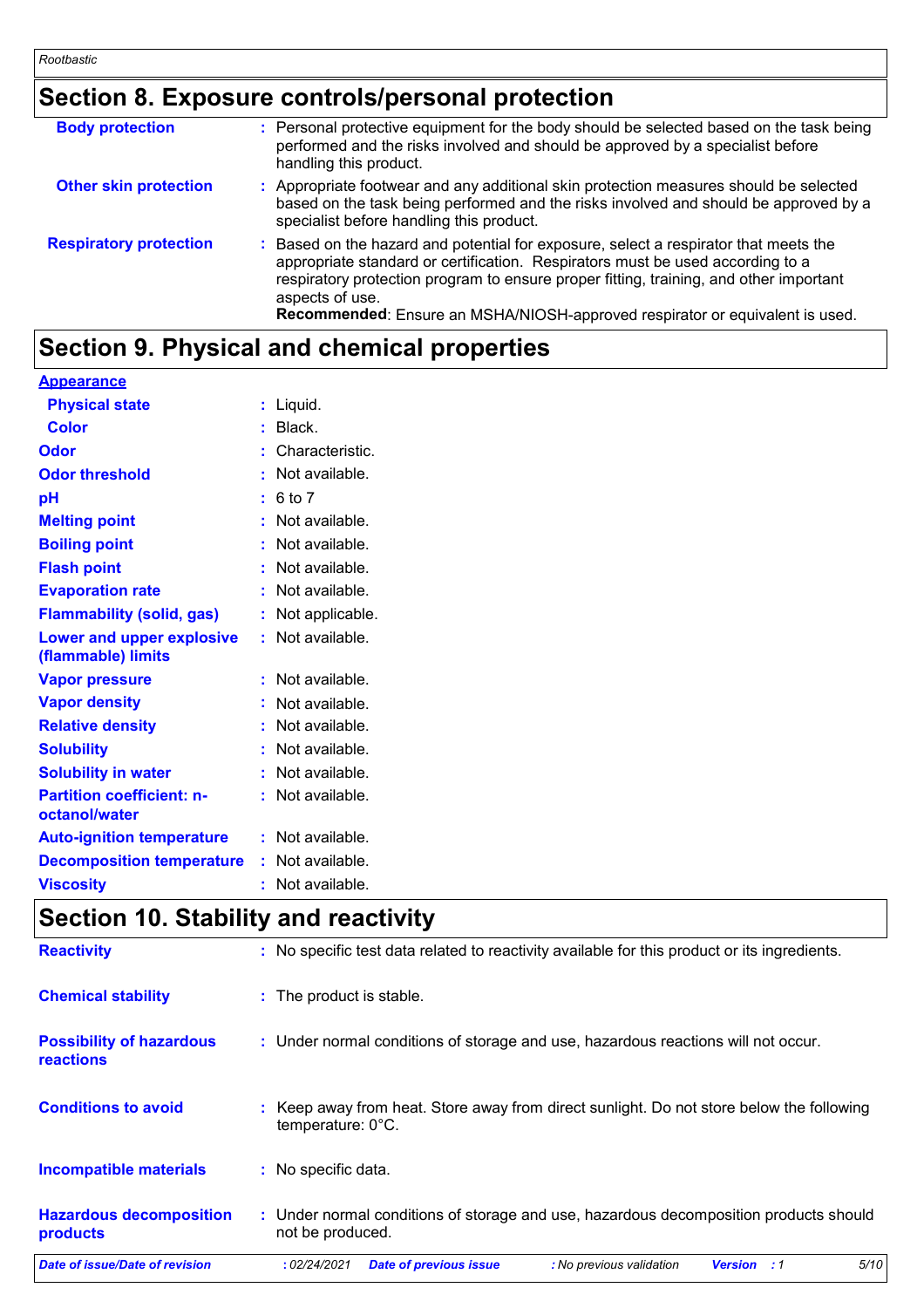## Section 8. Exposure controls/personal protection

| | |
|---|---|
| **Body protection** | Personal protective equipment for the body should be selected based on the task being performed and the risks involved and should be approved by a specialist before handling this product. |
| **Other skin protection** | Appropriate footwear and any additional skin protection measures should be selected based on the task being performed and the risks involved and should be approved by a specialist before handling this product. |
| **Respiratory protection** | Based on the hazard and potential for exposure, select a respirator that meets the appropriate standard or certification. Respirators must be used according to a respiratory protection program to ensure proper fitting, training, and other important aspects of use.<br>**Recommended**: Ensure an MSHA/NIOSH-approved respirator or equivalent is used. |

## Section 9. Physical and chemical properties

**Appearance**

| | |
|---|---|
| **Physical state** | Liquid. |
| **Color** | Black. |
| **Odor** | Characteristic. |
| **Odor threshold** | Not available. |
| **pH** | 6 to 7 |
| **Melting point** | Not available. |
| **Boiling point** | Not available. |
| **Flash point** | Not available. |
| **Evaporation rate** | Not available. |
| **Flammability (solid, gas)** | Not applicable. |
| **Lower and upper explosive (flammable) limits** | Not available. |
| **Vapor pressure** | Not available. |
| **Vapor density** | Not available. |
| **Relative density** | Not available. |
| **Solubility** | Not available. |
| **Solubility in water** | Not available. |
| **Partition coefficient: n-octanol/water** | Not available. |
| **Auto-ignition temperature** | Not available. |
| **Decomposition temperature** | Not available. |
| **Viscosity** | Not available. |

## Section 10. Stability and reactivity

| | |
|---|---|
| **Reactivity** | No specific test data related to reactivity available for this product or its ingredients. |
| **Chemical stability** | The product is stable. |
| **Possibility of hazardous reactions** | Under normal conditions of storage and use, hazardous reactions will not occur. |
| **Conditions to avoid** | Keep away from heat. Store away from direct sunlight. Do not store below the following temperature: 0°C. |
| **Incompatible materials** | No specific data. |
| **Hazardous decomposition products** | Under normal conditions of storage and use, hazardous decomposition products should not be produced. |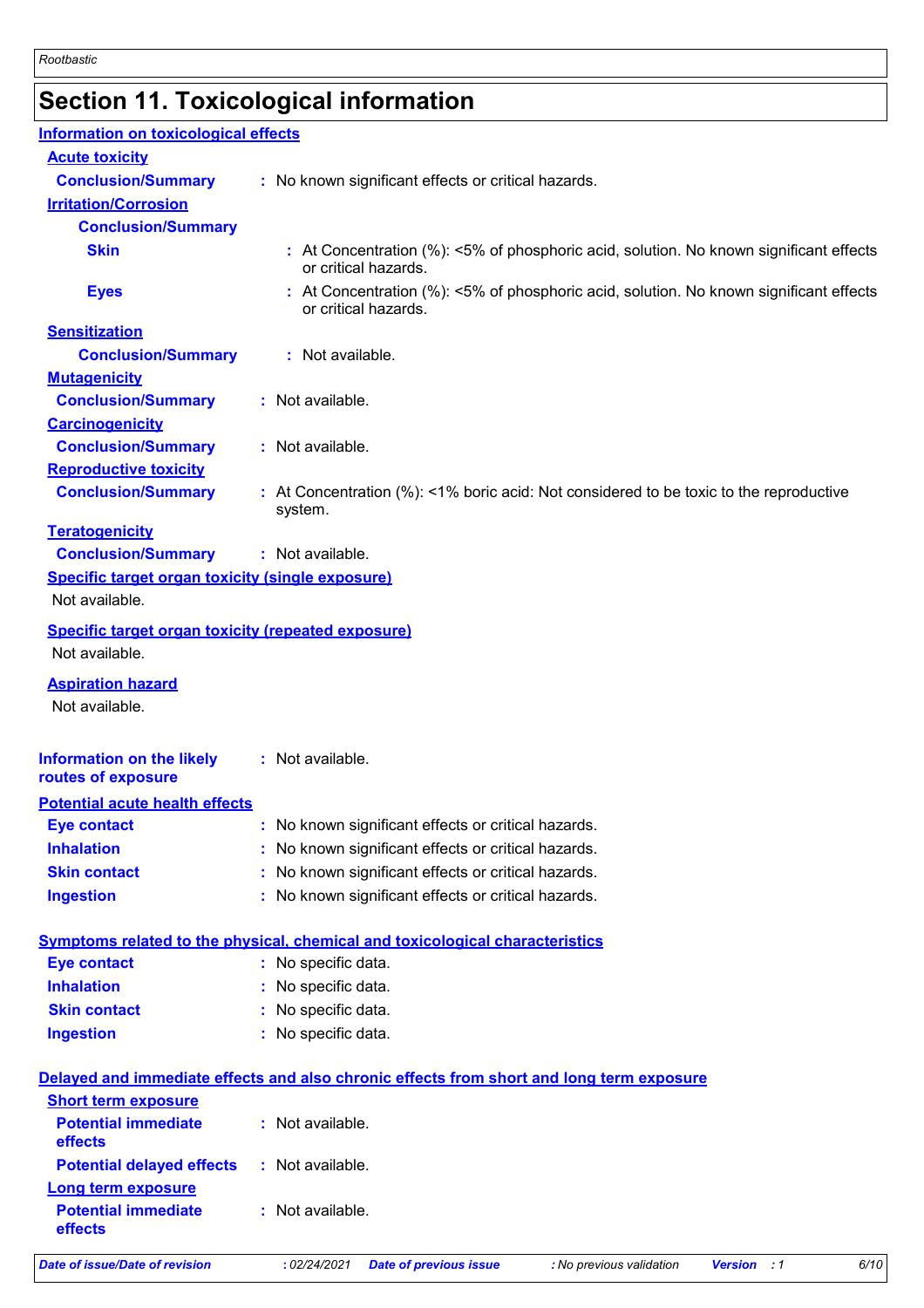# Section 11. Toxicological information

## Information on toxicological effects

### Acute toxicity

**Conclusion/Summary** : No known significant effects or critical hazards.

### Irritation/Corrosion

**Conclusion/Summary**

**Skin** : At Concentration (%): <5% of phosphoric acid, solution. No known significant effects or critical hazards.

**Eyes** : At Concentration (%): <5% of phosphoric acid, solution. No known significant effects or critical hazards.

### Sensitization

**Conclusion/Summary** : Not available.

### Mutagenicity

**Conclusion/Summary** : Not available.

### Carcinogenicity

**Conclusion/Summary** : Not available.

### Reproductive toxicity

**Conclusion/Summary** : At Concentration (%): <1% boric acid: Not considered to be toxic to the reproductive system.

### Teratogenicity

**Conclusion/Summary** : Not available.

### Specific target organ toxicity (single exposure)

Not available.

### Specific target organ toxicity (repeated exposure)

Not available.

### Aspiration hazard

Not available.

**Information on the likely routes of exposure** : Not available.

## Potential acute health effects

**Eye contact** : No known significant effects or critical hazards.

**Inhalation** : No known significant effects or critical hazards.

**Skin contact** : No known significant effects or critical hazards.

**Ingestion** : No known significant effects or critical hazards.

## Symptoms related to the physical, chemical and toxicological characteristics

**Eye contact** : No specific data.

**Inhalation** : No specific data.

**Skin contact** : No specific data.

**Ingestion** : No specific data.

## Delayed and immediate effects and also chronic effects from short and long term exposure

### Short term exposure

**Potential immediate effects** : Not available.

**Potential delayed effects** : Not available.

### Long term exposure

**Potential immediate effects** : Not available.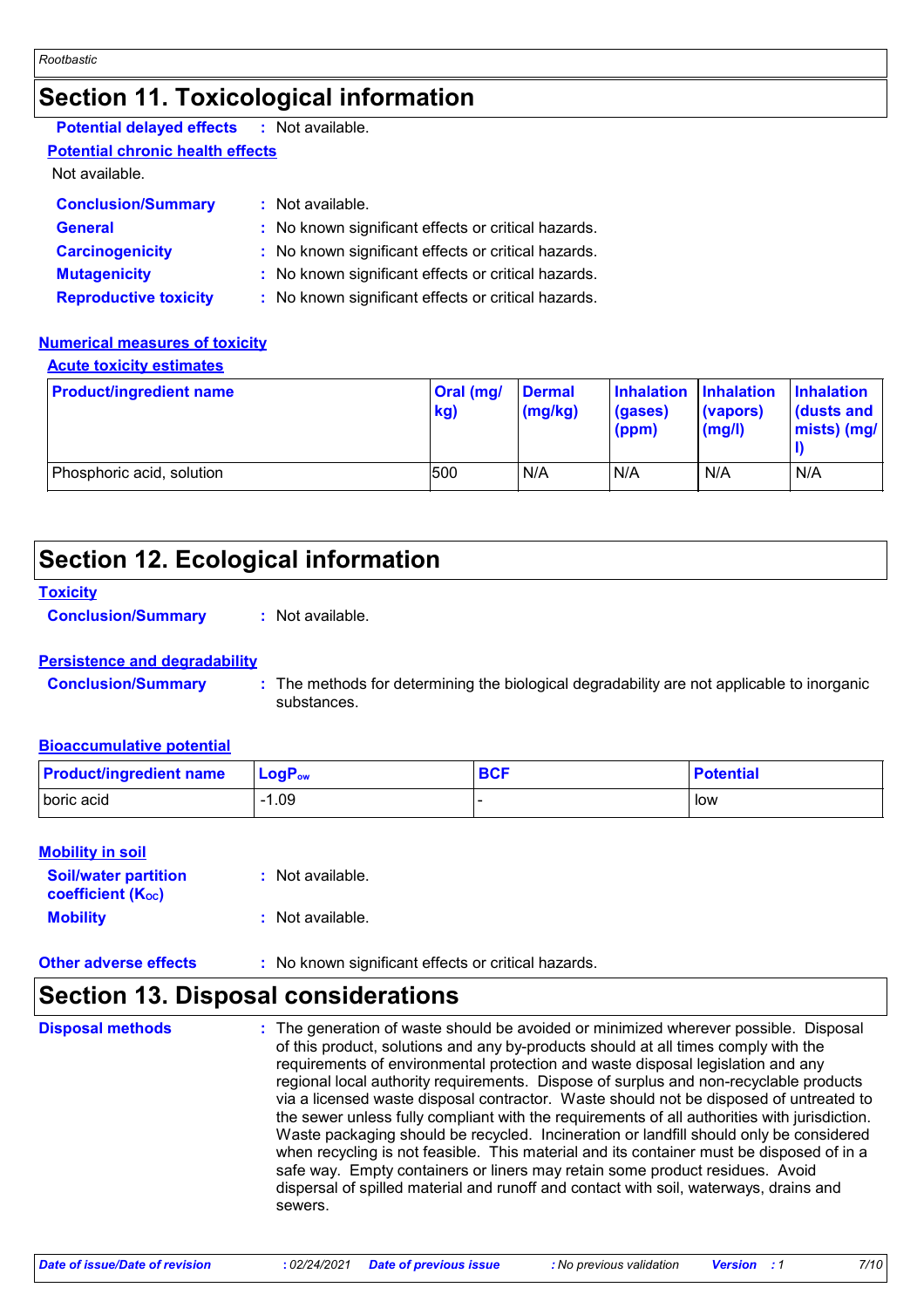## Section 11. Toxicological information

**Potential delayed effects** : Not available.

**Potential chronic health effects**

Not available.

**Conclusion/Summary** : Not available.

**General** : No known significant effects or critical hazards.

**Carcinogenicity** : No known significant effects or critical hazards.

**Mutagenicity** : No known significant effects or critical hazards.

**Reproductive toxicity** : No known significant effects or critical hazards.

**Numerical measures of toxicity**

**Acute toxicity estimates**

| Product/ingredient name | Oral (mg/kg) | Dermal (mg/kg) | Inhalation (gases) (ppm) | Inhalation (vapors) (mg/l) | Inhalation (dusts and mists) (mg/l) |
|---|---|---|---|---|---|
| Phosphoric acid, solution | 500 | N/A | N/A | N/A | N/A |

## Section 12. Ecological information

**Toxicity**

**Conclusion/Summary** : Not available.

**Persistence and degradability**

**Conclusion/Summary** : The methods for determining the biological degradability are not applicable to inorganic substances.

**Bioaccumulative potential**

| Product/ingredient name | $LogP_{ow}$ | BCF | Potential |
|---|---|---|---|
| boric acid | -1.09 | - | low |

**Mobility in soil**

**Soil/water partition coefficient ($K_{OC}$)** : Not available.

**Mobility** : Not available.

**Other adverse effects** : No known significant effects or critical hazards.

## Section 13. Disposal considerations

**Disposal methods** : The generation of waste should be avoided or minimized wherever possible. Disposal of this product, solutions and any by-products should at all times comply with the requirements of environmental protection and waste disposal legislation and any regional local authority requirements. Dispose of surplus and non-recyclable products via a licensed waste disposal contractor. Waste should not be disposed of untreated to the sewer unless fully compliant with the requirements of all authorities with jurisdiction. Waste packaging should be recycled. Incineration or landfill should only be considered when recycling is not feasible. This material and its container must be disposed of in a safe way. Empty containers or liners may retain some product residues. Avoid dispersal of spilled material and runoff and contact with soil, waterways, drains and sewers.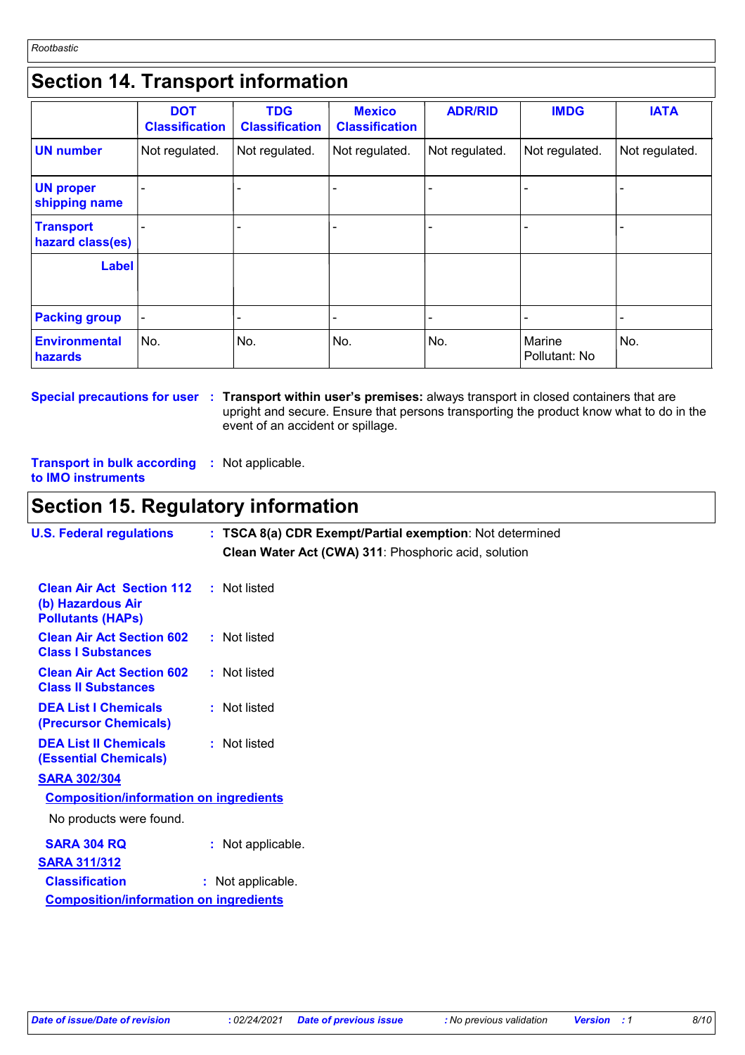## Section 14. Transport information

| | DOT Classification | TDG Classification | Mexico Classification | ADR/RID | IMDG | IATA |
|---|---|---|---|---|---|---|
| **UN number** | Not regulated. | Not regulated. | Not regulated. | Not regulated. | Not regulated. | Not regulated. |
| **UN proper shipping name** | - | - | - | - | - | - |
| **Transport hazard class(es)** | - | - | - | - | - | - |
| **Label** | | | | | | |
| **Packing group** | - | - | - | - | - | - |
| **Environmental hazards** | No. | No. | No. | No. | Marine Pollutant: No | No. |

**Special precautions for user** : **Transport within user's premises:** always transport in closed containers that are upright and secure. Ensure that persons transporting the product know what to do in the event of an accident or spillage.

**Transport in bulk according to IMO instruments** : Not applicable.

## Section 15. Regulatory information

**U.S. Federal regulations** : **TSCA 8(a) CDR Exempt/Partial exemption**: Not determined

**Clean Water Act (CWA) 311**: Phosphoric acid, solution

**Clean Air Act Section 112 (b) Hazardous Air Pollutants (HAPs)** : Not listed

**Clean Air Act Section 602 Class I Substances** : Not listed

**Clean Air Act Section 602 Class II Substances** : Not listed

**DEA List I Chemicals (Precursor Chemicals)** : Not listed

**DEA List II Chemicals (Essential Chemicals)** : Not listed

**SARA 302/304**

**Composition/information on ingredients**

No products were found.

**SARA 304 RQ** : Not applicable.

**SARA 311/312**

**Classification** : Not applicable.

**Composition/information on ingredients**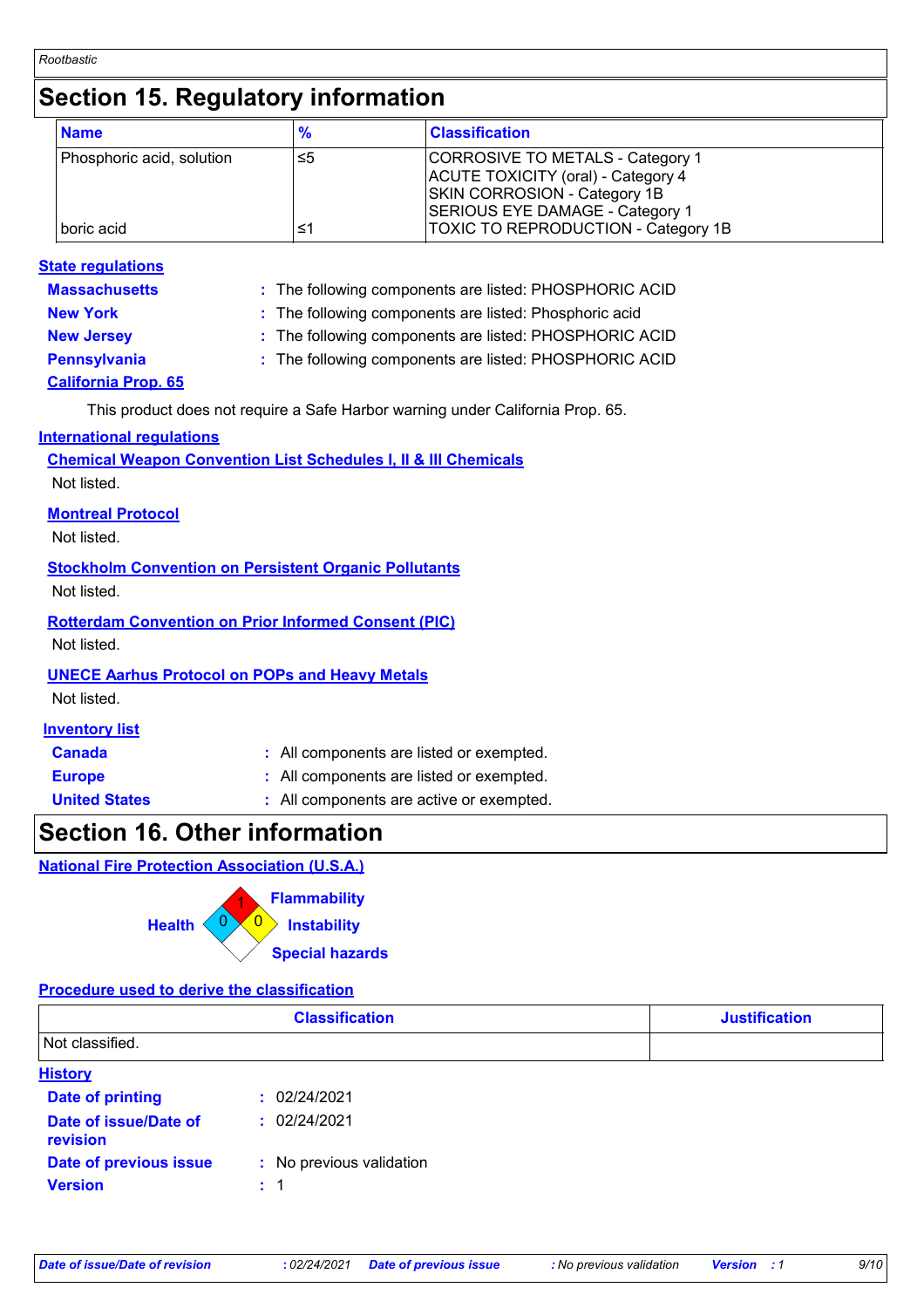# Section 15. Regulatory information

| Name | % | Classification |
|---|---|---|
| Phosphoric acid, solution | ≤5 | CORROSIVE TO METALS - Category 1<br>ACUTE TOXICITY (oral) - Category 4<br>SKIN CORROSION - Category 1B<br>SERIOUS EYE DAMAGE - Category 1 |
| boric acid | ≤1 | TOXIC TO REPRODUCTION - Category 1B |

**State regulations**

**Massachusetts** : The following components are listed: PHOSPHORIC ACID

**New York** : The following components are listed: Phosphoric acid

**New Jersey** : The following components are listed: PHOSPHORIC ACID

**Pennsylvania** : The following components are listed: PHOSPHORIC ACID

**California Prop. 65**

This product does not require a Safe Harbor warning under California Prop. 65.

**International regulations**

**Chemical Weapon Convention List Schedules I, II & III Chemicals**

Not listed.

**Montreal Protocol**

Not listed.

**Stockholm Convention on Persistent Organic Pollutants**

Not listed.

**Rotterdam Convention on Prior Informed Consent (PIC)**

Not listed.

**UNECE Aarhus Protocol on POPs and Heavy Metals**

Not listed.

**Inventory list**

**Canada** : All components are listed or exempted.

**Europe** : All components are listed or exempted.

**United States** : All components are active or exempted.

# Section 16. Other information

**National Fire Protection Association (U.S.A.)**

Health: 0
Flammability: 1
Instability: 0
Special hazards:

**Procedure used to derive the classification**

| Classification | Justification |
|---|---|
| Not classified. | |

**History**

**Date of printing** : 02/24/2021

**Date of issue/Date of revision** : 02/24/2021

**Date of previous issue** : No previous validation

**Version** : 1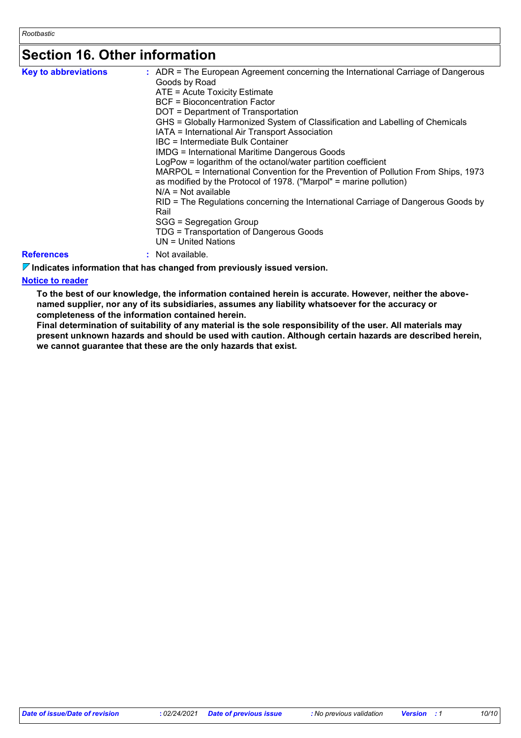# Section 16. Other information

**Key to abbreviations** : ADR = The European Agreement concerning the International Carriage of Dangerous Goods by Road
ATE = Acute Toxicity Estimate
BCF = Bioconcentration Factor
DOT = Department of Transportation
GHS = Globally Harmonized System of Classification and Labelling of Chemicals
IATA = International Air Transport Association
IBC = Intermediate Bulk Container
IMDG = International Maritime Dangerous Goods
LogPow = logarithm of the octanol/water partition coefficient
MARPOL = International Convention for the Prevention of Pollution From Ships, 1973 as modified by the Protocol of 1978. ("Marpol" = marine pollution)
N/A = Not available
RID = The Regulations concerning the International Carriage of Dangerous Goods by Rail
SGG = Segregation Group
TDG = Transportation of Dangerous Goods
UN = United Nations

**References** : Not available.

**Indicates information that has changed from previously issued version.**

**Notice to reader**

**To the best of our knowledge, the information contained herein is accurate. However, neither the above-named supplier, nor any of its subsidiaries, assumes any liability whatsoever for the accuracy or completeness of the information contained herein.**
**Final determination of suitability of any material is the sole responsibility of the user. All materials may present unknown hazards and should be used with caution. Although certain hazards are described herein, we cannot guarantee that these are the only hazards that exist.**